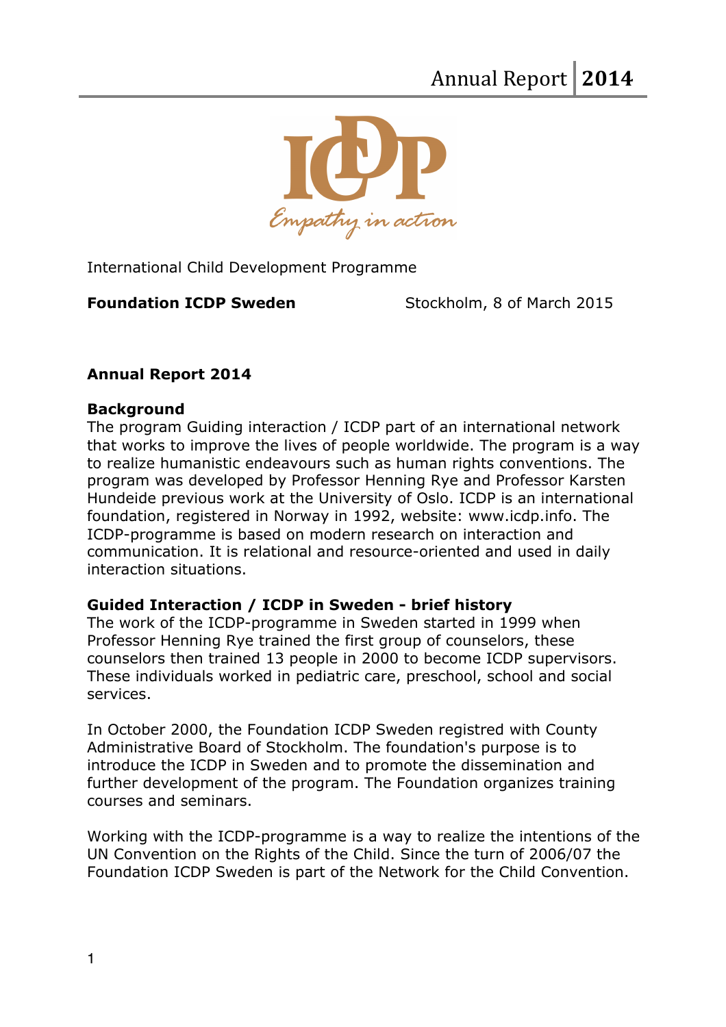# Annual Report 2014

ICDP

*Empathy in action*

International Child Development Programme

**Foundation ICDP Sweden** Stockholm, 8 of March 2015

**Annual Report 2014**

**Background**

The program Guiding interaction / ICDP part of an international network that works to improve the lives of people worldwide. The program is a way to realize humanistic endeavours such as human rights conventions. The program was developed by Professor Henning Rye and Professor Karsten Hundeide previous work at the University of Oslo. ICDP is an international foundation, registered in Norway in 1992, website: www.icdp.info. The ICDP-programme is based on modern research on interaction and communication. It is relational and resource-oriented and used in daily interaction situations.

**Guided Interaction / ICDP in Sweden - brief history**

The work of the ICDP-programme in Sweden started in 1999 when Professor Henning Rye trained the first group of counselors, these counselors then trained 13 people in 2000 to become ICDP supervisors. These individuals worked in pediatric care, preschool, school and social services.

In October 2000, the Foundation ICDP Sweden registred with County Administrative Board of Stockholm. The foundation's purpose is to introduce the ICDP in Sweden and to promote the dissemination and further development of the program. The Foundation organizes training courses and seminars.

Working with the ICDP-programme is a way to realize the intentions of the UN Convention on the Rights of the Child. Since the turn of 2006/07 the Foundation ICDP Sweden is part of the Network for the Child Convention.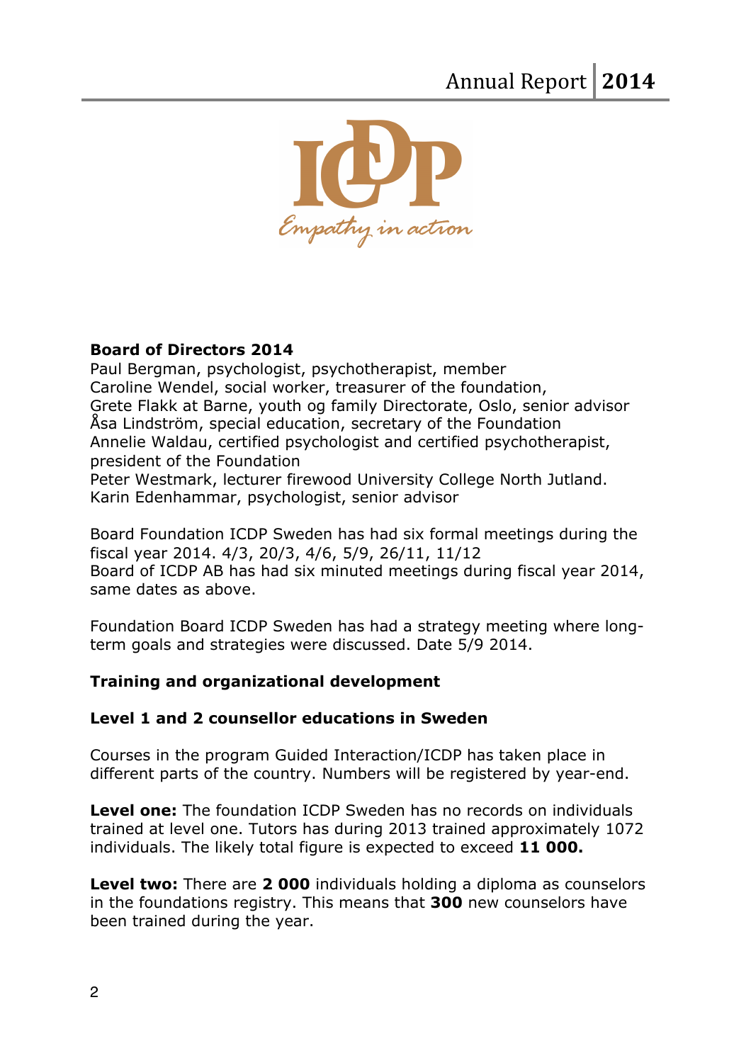# Annual Report 2014

ICDP
*Empathy in action*

**Board of Directors 2014**
Paul Bergman, psychologist, psychotherapist, member
Caroline Wendel, social worker, treasurer of the foundation,
Grete Flakk at Barne, youth og family Directorate, Oslo, senior advisor
Åsa Lindström, special education, secretary of the Foundation
Annelie Waldau, certified psychologist and certified psychotherapist, president of the Foundation
Peter Westmark, lecturer firewood University College North Jutland.
Karin Edenhammar, psychologist, senior advisor

Board Foundation ICDP Sweden has had six formal meetings during the fiscal year 2014. 4/3, 20/3, 4/6, 5/9, 26/11, 11/12
Board of ICDP AB has had six minuted meetings during fiscal year 2014, same dates as above.

Foundation Board ICDP Sweden has had a strategy meeting where long-term goals and strategies were discussed. Date 5/9 2014.

**Training and organizational development**

**Level 1 and 2 counsellor educations in Sweden**

Courses in the program Guided Interaction/ICDP has taken place in different parts of the country. Numbers will be registered by year-end.

**Level one:** The foundation ICDP Sweden has no records on individuals trained at level one. Tutors has during 2013 trained approximately 1072 individuals. The likely total figure is expected to exceed **11 000.**

**Level two:** There are **2 000** individuals holding a diploma as counselors in the foundations registry. This means that **300** new counselors have been trained during the year.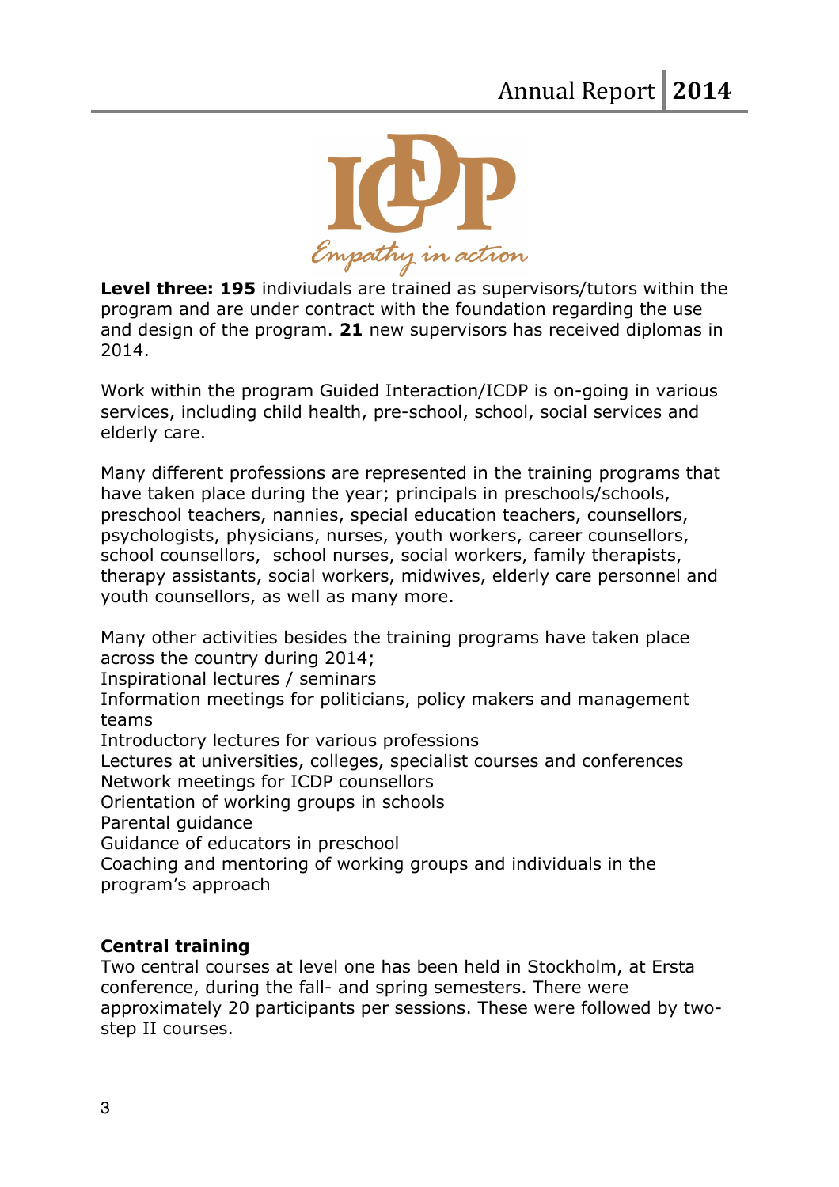**Level three: 195** indiviudals are trained as supervisors/tutors within the program and are under contract with the foundation regarding the use and design of the program. **21** new supervisors has received diplomas in 2014.

Work within the program Guided Interaction/ICDP is on-going in various services, including child health, pre-school, school, social services and elderly care.

Many different professions are represented in the training programs that have taken place during the year; principals in preschools/schools, preschool teachers, nannies, special education teachers, counsellors, psychologists, physicians, nurses, youth workers, career counsellors, school counsellors, school nurses, social workers, family therapists, therapy assistants, social workers, midwives, elderly care personnel and youth counsellors, as well as many more.

Many other activities besides the training programs have taken place across the country during 2014;
Inspirational lectures / seminars
Information meetings for politicians, policy makers and management teams
Introductory lectures for various professions
Lectures at universities, colleges, specialist courses and conferences
Network meetings for ICDP counsellors
Orientation of working groups in schools
Parental guidance
Guidance of educators in preschool
Coaching and mentoring of working groups and individuals in the program's approach

**Central training**
Two central courses at level one has been held in Stockholm, at Ersta conference, during the fall- and spring semesters. There were approximately 20 participants per sessions. These were followed by two-step II courses.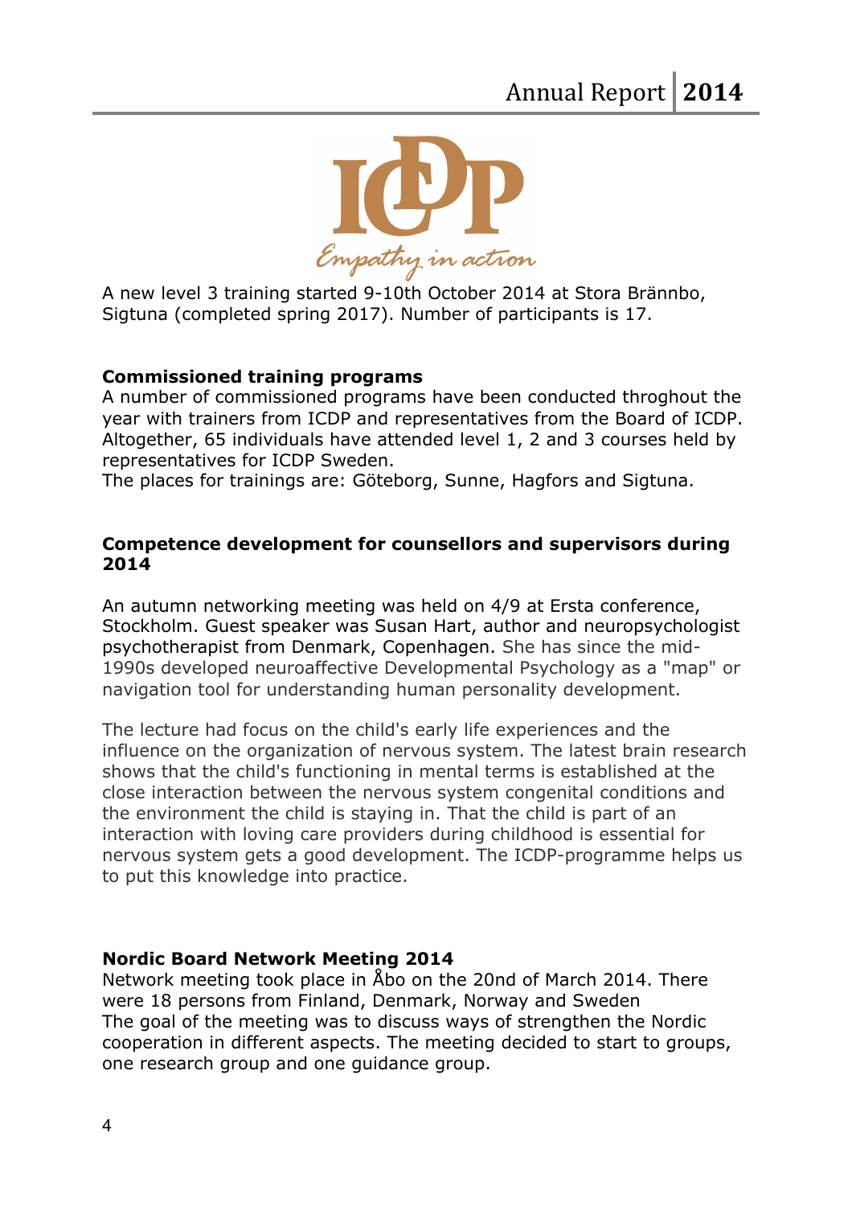A new level 3 training started 9-10th October 2014 at Stora Brännbo, Sigtuna (completed spring 2017). Number of participants is 17.

**Commissioned training programs**

A number of commissioned programs have been conducted throghout the year with trainers from ICDP and representatives from the Board of ICDP. Altogether, 65 individuals have attended level 1, 2 and 3 courses held by representatives for ICDP Sweden.
The places for trainings are: Göteborg, Sunne, Hagfors and Sigtuna.

**Competence development for counsellors and supervisors during 2014**

An autumn networking meeting was held on 4/9 at Ersta conference, Stockholm. Guest speaker was Susan Hart, author and neuropsychologist psychotherapist from Denmark, Copenhagen. She has since the mid-1990s developed neuroaffective Developmental Psychology as a "map" or navigation tool for understanding human personality development.

The lecture had focus on the child's early life experiences and the influence on the organization of nervous system. The latest brain research shows that the child's functioning in mental terms is established at the close interaction between the nervous system congenital conditions and the environment the child is staying in. That the child is part of an interaction with loving care providers during childhood is essential for nervous system gets a good development. The ICDP-programme helps us to put this knowledge into practice.

**Nordic Board Network Meeting 2014**

Network meeting took place in Åbo on the 20nd of March 2014. There were 18 persons from Finland, Denmark, Norway and Sweden
The goal of the meeting was to discuss ways of strengthen the Nordic cooperation in different aspects. The meeting decided to start to groups, one research group and one guidance group.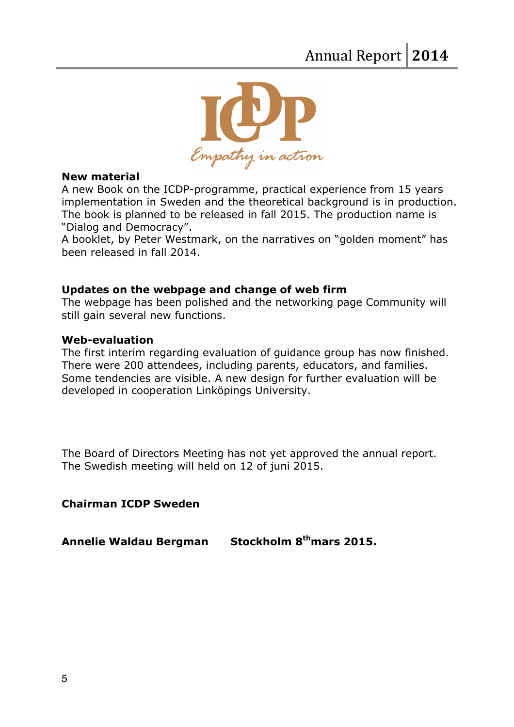### New material

A new Book on the ICDP-programme, practical experience from 15 years implementation in Sweden and the theoretical background is in production. The book is planned to be released in fall 2015. The production name is "Dialog and Democracy".

A booklet, by Peter Westmark, on the narratives on "golden moment" has been released in fall 2014.

### Updates on the webpage and change of web firm

The webpage has been polished and the networking page Community will still gain several new functions.

### Web-evaluation

The first interim regarding evaluation of guidance group has now finished. There were 200 attendees, including parents, educators, and families. Some tendencies are visible. A new design for further evaluation will be developed in cooperation Linköpings University.

The Board of Directors Meeting has not yet approved the annual report. The Swedish meeting will held on 12 of juni 2015.

**Chairman ICDP Sweden**

**Annelie Waldau Bergman    Stockholm 8th mars 2015.**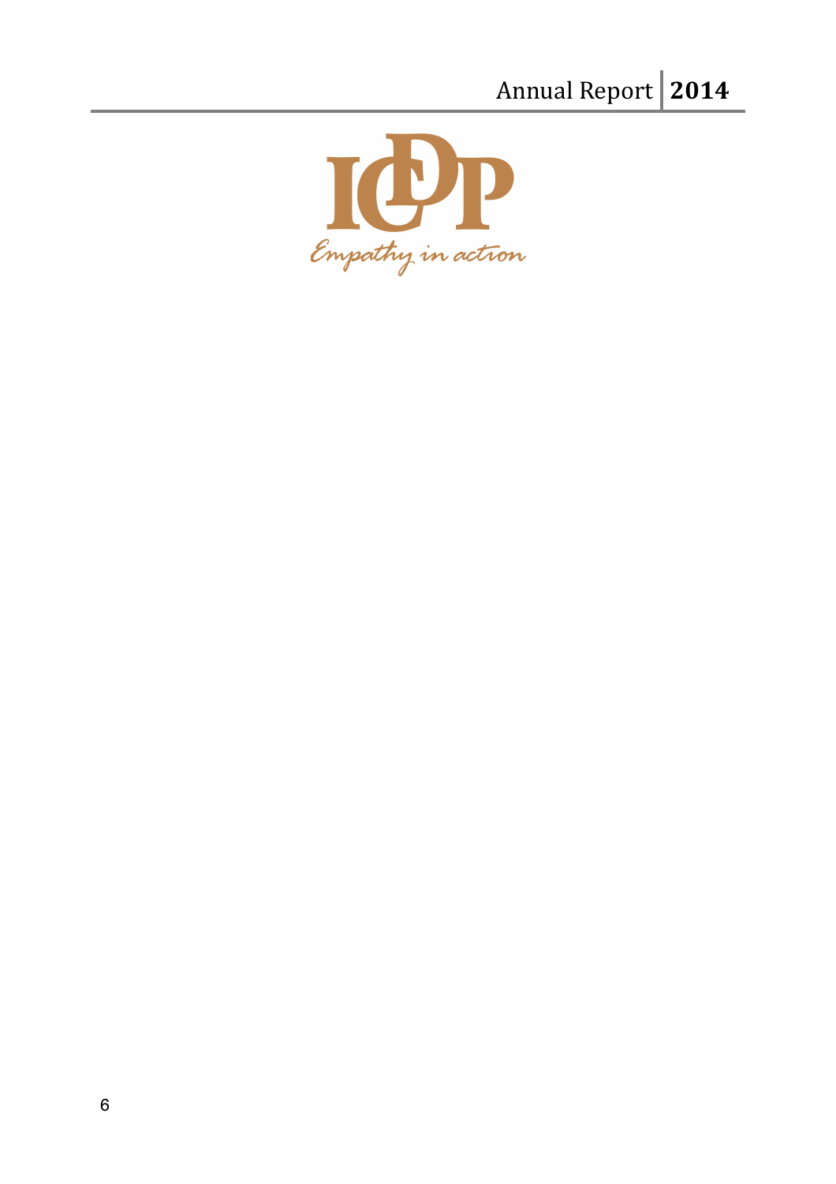IODP

*Empathy in action*